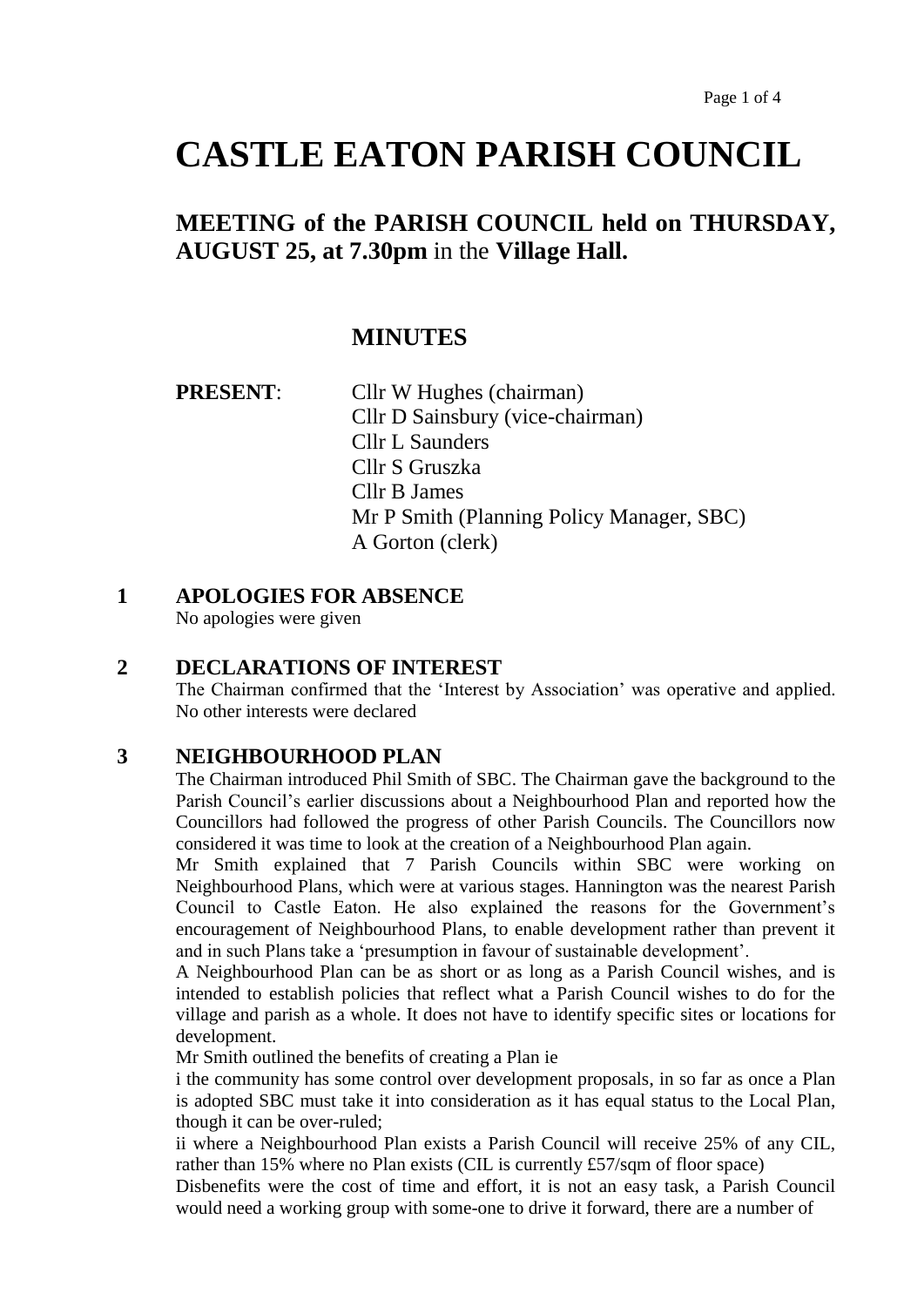// "Page 1 of 4" is a running page counter and is omitted.
# CASTLE EATON PARISH COUNCIL

## MEETING of the PARISH COUNCIL held on THURSDAY, AUGUST 25, at 7.30pm in the Village Hall.

### MINUTES

**PRESENT**:
Cllr W Hughes (chairman)
Cllr D Sainsbury (vice-chairman)
Cllr L Saunders
Cllr S Gruszka
Cllr B James
Mr P Smith (Planning Policy Manager, SBC)
A Gorton (clerk)

### 1 APOLOGIES FOR ABSENCE

No apologies were given

### 2 DECLARATIONS OF INTEREST

The Chairman confirmed that the 'Interest by Association' was operative and applied. No other interests were declared

### 3 NEIGHBOURHOOD PLAN

The Chairman introduced Phil Smith of SBC. The Chairman gave the background to the Parish Council's earlier discussions about a Neighbourhood Plan and reported how the Councillors had followed the progress of other Parish Councils. The Councillors now considered it was time to look at the creation of a Neighbourhood Plan again.

Mr Smith explained that 7 Parish Councils within SBC were working on Neighbourhood Plans, which were at various stages. Hannington was the nearest Parish Council to Castle Eaton. He also explained the reasons for the Government's encouragement of Neighbourhood Plans, to enable development rather than prevent it and in such Plans take a 'presumption in favour of sustainable development'.

A Neighbourhood Plan can be as short or as long as a Parish Council wishes, and is intended to establish policies that reflect what a Parish Council wishes to do for the village and parish as a whole. It does not have to identify specific sites or locations for development.

Mr Smith outlined the benefits of creating a Plan ie

i the community has some control over development proposals, in so far as once a Plan is adopted SBC must take it into consideration as it has equal status to the Local Plan, though it can be over-ruled;

ii where a Neighbourhood Plan exists a Parish Council will receive 25% of any CIL, rather than 15% where no Plan exists (CIL is currently £57/sqm of floor space)

Disbenefits were the cost of time and effort, it is not an easy task, a Parish Council would need a working group with some-one to drive it forward, there are a number of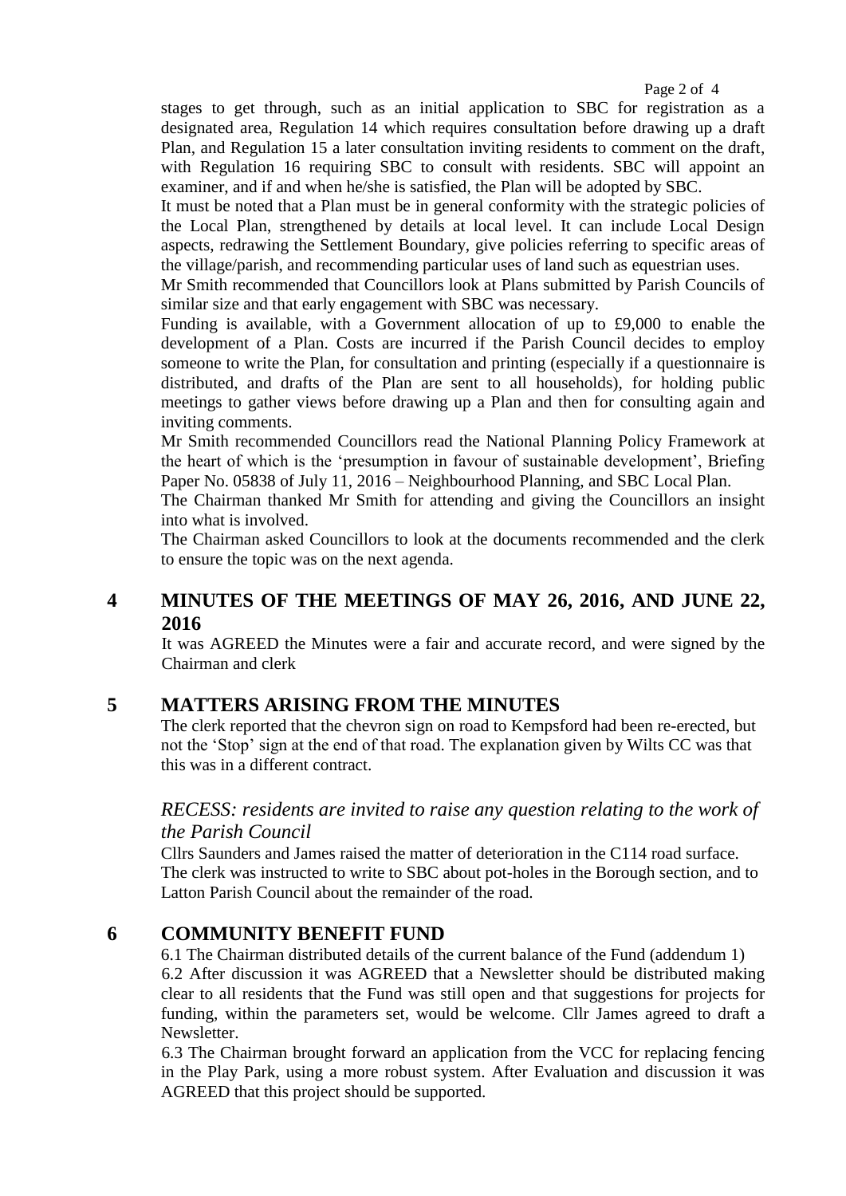stages to get through, such as an initial application to SBC for registration as a designated area, Regulation 14 which requires consultation before drawing up a draft Plan, and Regulation 15 a later consultation inviting residents to comment on the draft, with Regulation 16 requiring SBC to consult with residents. SBC will appoint an examiner, and if and when he/she is satisfied, the Plan will be adopted by SBC.

It must be noted that a Plan must be in general conformity with the strategic policies of the Local Plan, strengthened by details at local level. It can include Local Design aspects, redrawing the Settlement Boundary, give policies referring to specific areas of the village/parish, and recommending particular uses of land such as equestrian uses.

Mr Smith recommended that Councillors look at Plans submitted by Parish Councils of similar size and that early engagement with SBC was necessary.

Funding is available, with a Government allocation of up to £9,000 to enable the development of a Plan. Costs are incurred if the Parish Council decides to employ someone to write the Plan, for consultation and printing (especially if a questionnaire is distributed, and drafts of the Plan are sent to all households), for holding public meetings to gather views before drawing up a Plan and then for consulting again and inviting comments.

Mr Smith recommended Councillors read the National Planning Policy Framework at the heart of which is the 'presumption in favour of sustainable development', Briefing Paper No. 05838 of July 11, 2016 – Neighbourhood Planning, and SBC Local Plan.

The Chairman thanked Mr Smith for attending and giving the Councillors an insight into what is involved.

The Chairman asked Councillors to look at the documents recommended and the clerk to ensure the topic was on the next agenda.

## 4 MINUTES OF THE MEETINGS OF MAY 26, 2016, AND JUNE 22, 2016

It was AGREED the Minutes were a fair and accurate record, and were signed by the Chairman and clerk

## 5 MATTERS ARISING FROM THE MINUTES

The clerk reported that the chevron sign on road to Kempsford had been re-erected, but not the 'Stop' sign at the end of that road. The explanation given by Wilts CC was that this was in a different contract.

*RECESS: residents are invited to raise any question relating to the work of the Parish Council*

Cllrs Saunders and James raised the matter of deterioration in the C114 road surface. The clerk was instructed to write to SBC about pot-holes in the Borough section, and to Latton Parish Council about the remainder of the road.

## 6 COMMUNITY BENEFIT FUND

6.1 The Chairman distributed details of the current balance of the Fund (addendum 1)

6.2 After discussion it was AGREED that a Newsletter should be distributed making clear to all residents that the Fund was still open and that suggestions for projects for funding, within the parameters set, would be welcome. Cllr James agreed to draft a Newsletter.

6.3 The Chairman brought forward an application from the VCC for replacing fencing in the Play Park, using a more robust system. After Evaluation and discussion it was AGREED that this project should be supported.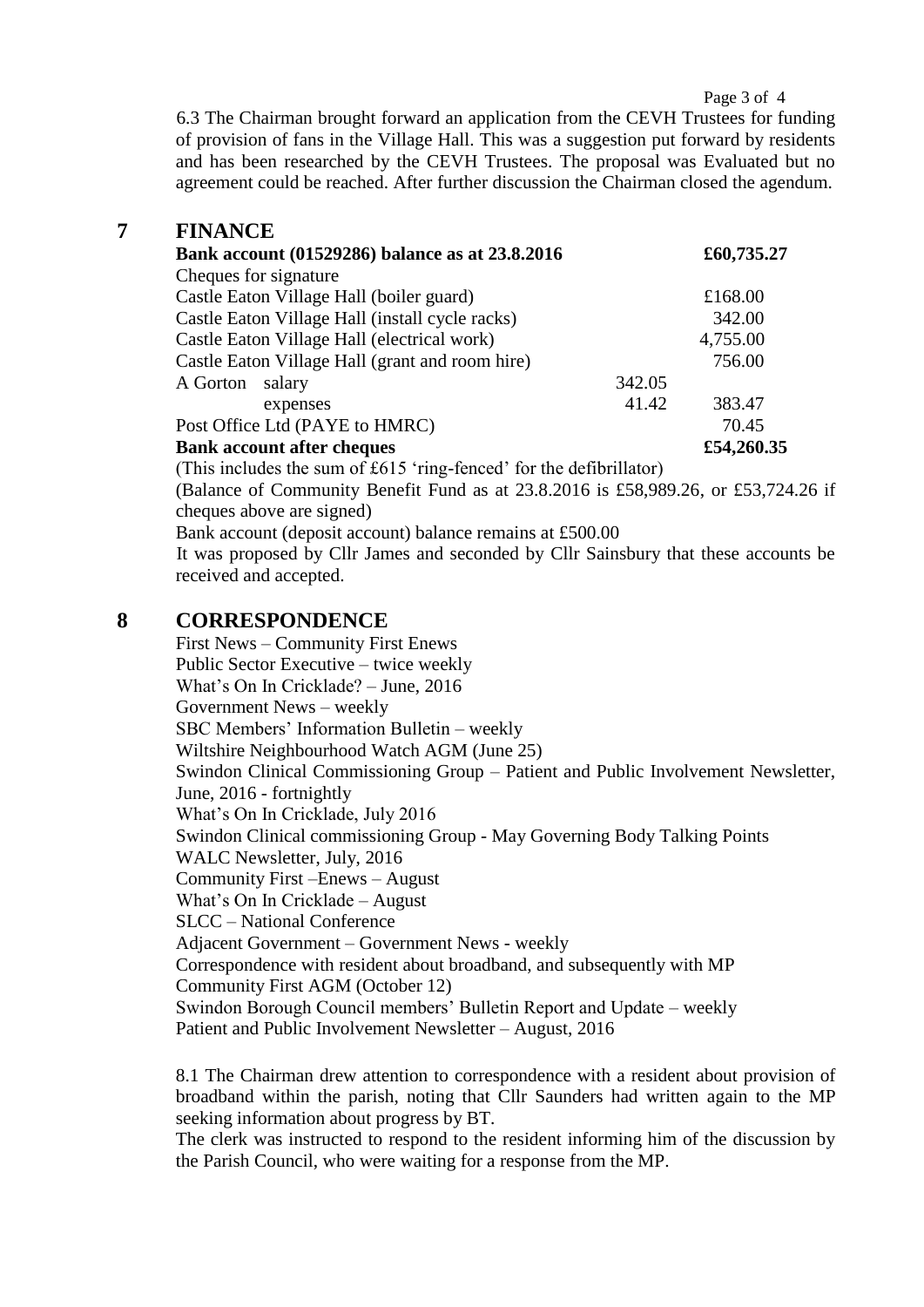6.3 The Chairman brought forward an application from the CEVH Trustees for funding of provision of fans in the Village Hall. This was a suggestion put forward by residents and has been researched by the CEVH Trustees. The proposal was Evaluated but no agreement could be reached. After further discussion the Chairman closed the agendum.

## 7 FINANCE

| **Bank account (01529286) balance as at 23.8.2016** | | **£60,735.27** |
|---|---|---|
| Cheques for signature | | |
| Castle Eaton Village Hall (boiler guard) | | £168.00 |
| Castle Eaton Village Hall (install cycle racks) | | 342.00 |
| Castle Eaton Village Hall (electrical work) | | 4,755.00 |
| Castle Eaton Village Hall (grant and room hire) | | 756.00 |
| A Gorton salary | 342.05 | |
| expenses | 41.42 | 383.47 |
| Post Office Ltd (PAYE to HMRC) | | 70.45 |
| **Bank account after cheques** | | **£54,260.35** |

(This includes the sum of £615 'ring-fenced' for the defibrillator)

(Balance of Community Benefit Fund as at 23.8.2016 is £58,989.26, or £53,724.26 if cheques above are signed)

Bank account (deposit account) balance remains at £500.00

It was proposed by Cllr James and seconded by Cllr Sainsbury that these accounts be received and accepted.

## 8 CORRESPONDENCE

First News – Community First Enews
Public Sector Executive – twice weekly
What's On In Cricklade? – June, 2016
Government News – weekly
SBC Members' Information Bulletin – weekly
Wiltshire Neighbourhood Watch AGM (June 25)
Swindon Clinical Commissioning Group – Patient and Public Involvement Newsletter, June, 2016 - fortnightly
What's On In Cricklade, July 2016
Swindon Clinical commissioning Group - May Governing Body Talking Points
WALC Newsletter, July, 2016
Community First –Enews – August
What's On In Cricklade – August
SLCC – National Conference
Adjacent Government – Government News - weekly
Correspondence with resident about broadband, and subsequently with MP
Community First AGM (October 12)
Swindon Borough Council members' Bulletin Report and Update – weekly
Patient and Public Involvement Newsletter – August, 2016

8.1 The Chairman drew attention to correspondence with a resident about provision of broadband within the parish, noting that Cllr Saunders had written again to the MP seeking information about progress by BT.

The clerk was instructed to respond to the resident informing him of the discussion by the Parish Council, who were waiting for a response from the MP.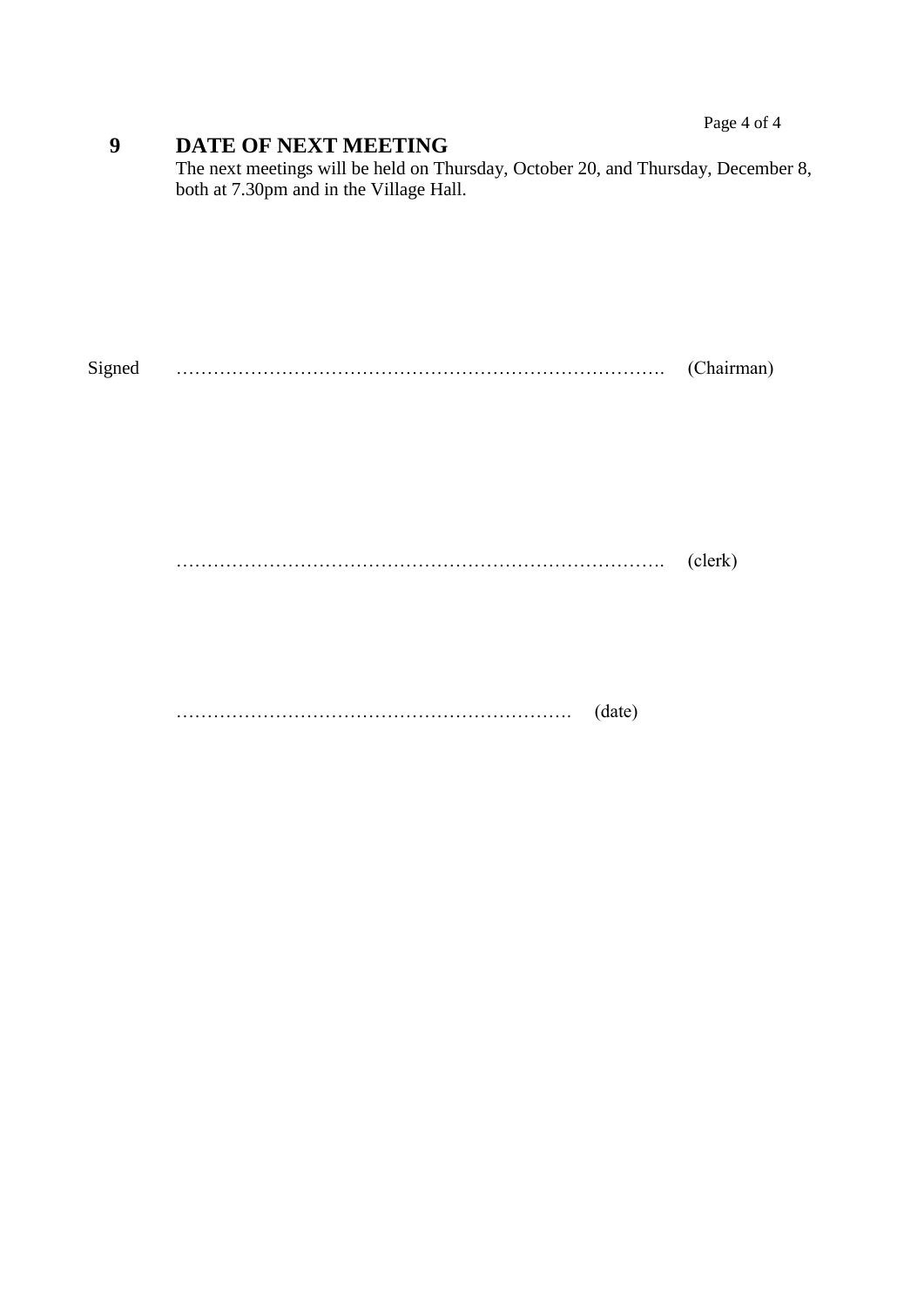## 9 DATE OF NEXT MEETING

The next meetings will be held on Thursday, October 20, and Thursday, December 8, both at 7.30pm and in the Village Hall.

Signed ……………………………………………………………………. (Chairman)

……………………………………………………………………. (clerk)

………………………………………………………. (date)